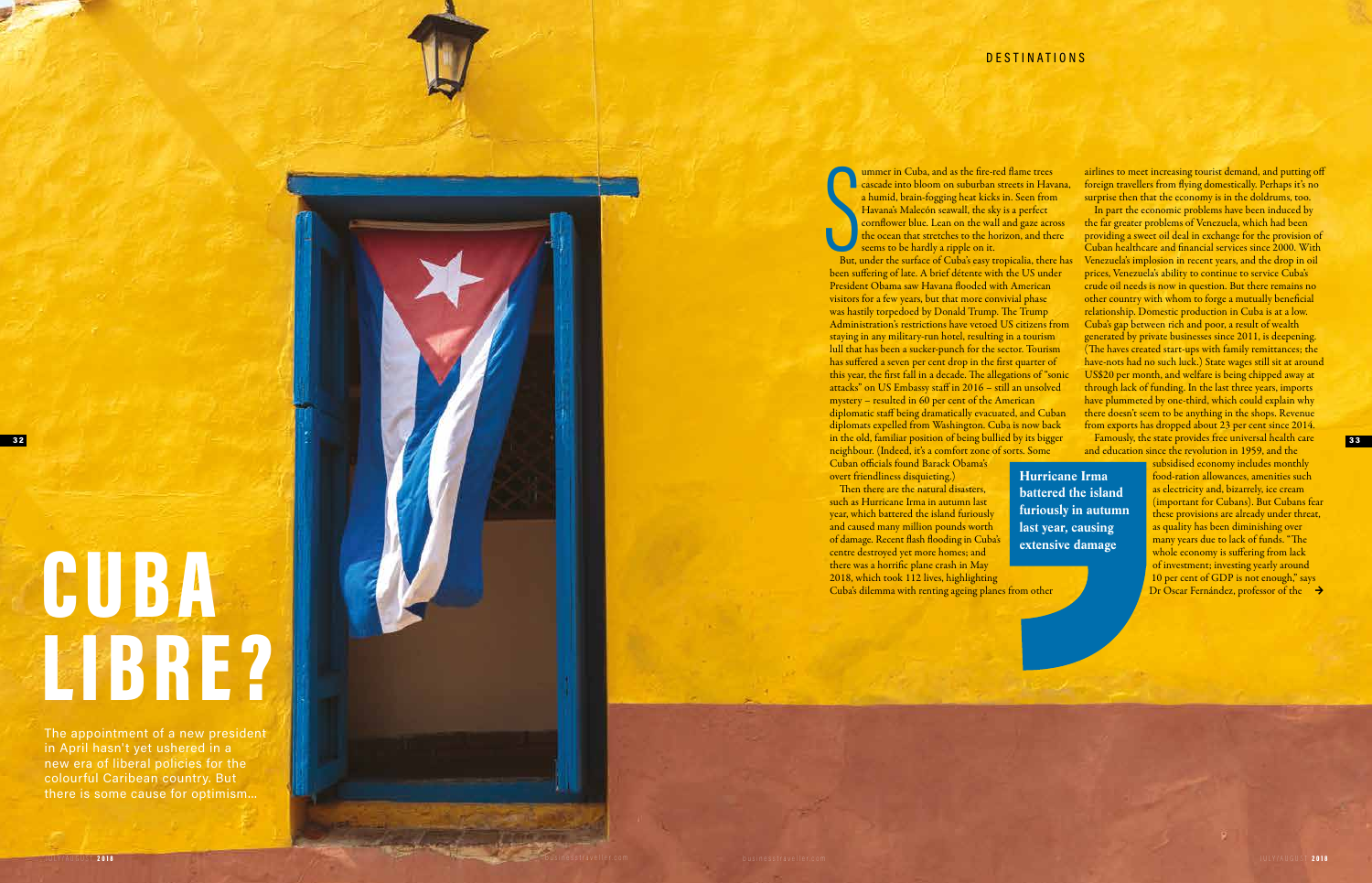# CUBA LIBRE?

The appointment of a new president in April hasn't yet ushered in a new era of liberal policies for the colourful Caribbean country. But there is some cause for optimism...

Summer in Cuba, and as the fire-red flame trees cascade into bloom on suburban streets in Havana, a humid, brain-fogging heat kicks in. Seen from Havana's Malecón seawall, the sky is a perfect cornflower blue. Lean on the wall and gaze across the ocean that stretches to the horizon, and there seems to be hardly a ripple on it.

But, under the surface of Cuba's easy tropicalia, there has been suffering of late. A brief détente with the US under President Obama saw Havana flooded with American visitors for a few years, but that more convivial phase was hastily torpedoed by Donald Trump. The Trump Administration's restrictions have vetoed US citizens from staying in any military-run hotel, resulting in a tourism lull that has been a sucker-punch for the sector. Tourism has suffered a seven per cent drop in the first quarter of this year, the first fall in a decade. The allegations of "sonic attacks" on US Embassy staff in 2016 – still an unsolved mystery – resulted in 60 per cent of the American diplomatic staff being dramatically evacuated, and Cuban diplomats expelled from Washington. Cuba is now back in the old, familiar position of being bullied by its bigger neighbour. (Indeed, it's a comfort zone of sorts. Some Cuban officials found Barack Obama's overt friendliness disquieting.)

Then there are the natural disasters, such as Hurricane Irma in autumn last year, which battered the island furiously and caused many million pounds worth of damage. Recent flash flooding in Cuba's centre destroyed yet more homes; and there was a horrific plane crash in May 2018, which took 112 lives, highlighting Cuba's dilemma with renting ageing planes from other airlines to meet increasing tourist demand, and putting off foreign travellers from flying domestically. Perhaps it's no surprise then that the economy is in the doldrums, too.

**Hurricane Irma battered the island furiously in autumn last year, causing extensive damage**

In part the economic problems have been induced by the far greater problems of Venezuela, which had been providing a sweet oil deal in exchange for the provision of Cuban healthcare and financial services since 2000. With Venezuela's implosion in recent years, and the drop in oil prices, Venezuela's ability to continue to service Cuba's crude oil needs is now in question. But there remains no other country with whom to forge a mutually beneficial relationship. Domestic production in Cuba is at a low. Cuba's gap between rich and poor, a result of wealth generated by private businesses since 2011, is deepening. (The haves created start-ups with family remittances; the have-nots had no such luck.) State wages still sit at around US$20 per month, and welfare is being chipped away at through lack of funding. In the last three years, imports have plummeted by one-third, which could explain why there doesn't seem to be anything in the shops. Revenue from exports has dropped about 23 per cent since 2014.

Famously, the state provides free universal health care and education since the revolution in 1959, and the subsidised economy includes monthly food-ration allowances, amenities such as electricity and, bizarrely, ice cream (important for Cubans). But Cubans fear these provisions are already under threat, as quality has been diminishing over many years due to lack of funds. "The whole economy is suffering from lack of investment; investing yearly around 10 per cent of GDP is not enough," says Dr Oscar Fernández, professor of the →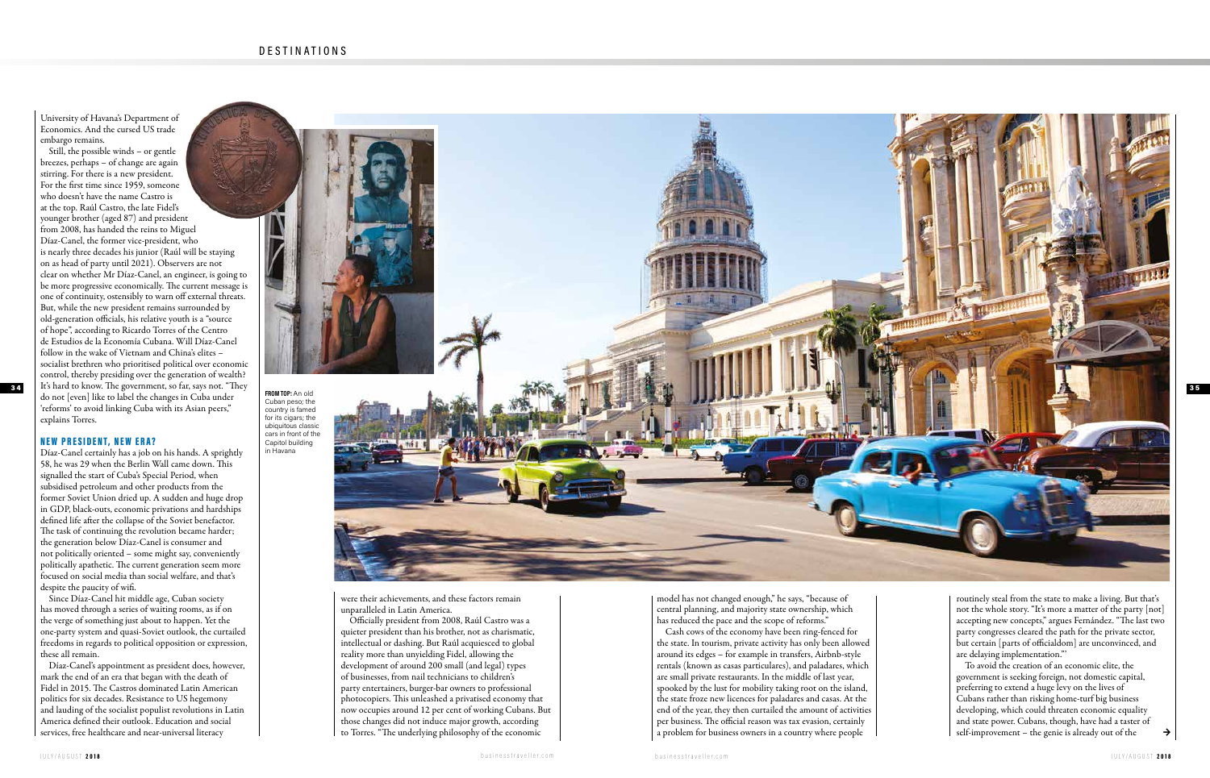University of Havana's Department of Economics. And the cursed US trade embargo remains.

Still, the possible winds – or gentle breezes, perhaps – of change are again stirring. For there is a new president. For the first time since 1959, someone who doesn't have the name Castro is at the top. Raúl Castro, the late Fidel's younger brother (aged 87) and president from 2008, has handed the reins to Miguel Díaz-Canel, the former vice-president, who is nearly three decades his junior (Raúl will be staying on as head of party until 2021). Observers are not clear on whether Mr Díaz-Canel, an engineer, is going to be more progressive economically. The current message is one of continuity, ostensibly to warn off external threats. But, while the new president remains surrounded by old-generation officials, his relative youth is a "source of hope", according to Ricardo Torres of the Centro de Estudios de la Economía Cubana. Will Díaz-Canel follow in the wake of Vietnam and China's elites – socialist brethren who prioritised political over economic control, thereby presiding over the generation of wealth? It's hard to know. The government, so far, says not. "They do not [even] like to label the changes in Cuba under 'reforms' to avoid linking Cuba with its Asian peers," explains Torres.

## NEW PRESIDENT, NEW ERA?

Díaz-Canel certainly has a job on his hands. A sprightly 58, he was 29 when the Berlin Wall came down. This signalled the start of Cuba's Special Period, when subsidised petroleum and other products from the former Soviet Union dried up. A sudden and huge drop in GDP, black-outs, economic privations and hardships defined life after the collapse of the Soviet benefactor. The task of continuing the revolution became harder; the generation below Díaz-Canel is consumer and not politically oriented – some might say, conveniently politically apathetic. The current generation seem more focused on social media than social welfare, and that's despite the paucity of wifi.

Since Díaz-Canel hit middle age, Cuban society has moved through a series of waiting rooms, as if on the verge of something just about to happen. Yet the one-party system and quasi-Soviet outlook, the curtailed freedoms in regards to political opposition or expression, these all remain.

Díaz-Canel's appointment as president does, however, mark the end of an era that began with the death of Fidel in 2015. The Castros dominated Latin American politics for six decades. Resistance to US hegemony and lauding of the socialist populist revolutions in Latin America defined their outlook. Education and social services, free healthcare and near-universal literacy were their achievements, and these factors remain unparalleled in Latin America.

Officially president from 2008, Raúl Castro was a quieter president than his brother, not as charismatic, intellectual or dashing. But Raúl acquiesced to global reality more than unyielding Fidel, allowing the development of around 200 small (and legal) types of businesses, from nail technicians to children's party entertainers, burger-bar owners to professional photocopiers. This unleashed a privatised economy that now occupies around 12 per cent of working Cubans. But those changes did not induce major growth, according to Torres. "The underlying philosophy of the economic model has not changed enough," he says, "because of central planning, and majority state ownership, which has reduced the pace and the scope of reforms."

Cash cows of the economy have been ring-fenced for the state. In tourism, private activity has only been allowed around its edges – for example in transfers, Airbnb-style rentals (known as casas particulares), and paladares, which are small private restaurants. In the middle of last year, spooked by the lust for mobility taking root on the island, the state froze new licences for paladares and casas. At the end of the year, they then curtailed the amount of activities per business. The official reason was tax evasion, certainly a problem for business owners in a country where people routinely steal from the state to make a living. But that's not the whole story. "It's more a matter of the party [not] accepting new concepts," argues Fernández. "The last two party congresses cleared the path for the private sector, but certain [parts of officialdom] are unconvinced, and are delaying implementation."

To avoid the creation of an economic elite, the government is seeking foreign, not domestic capital, preferring to extend a huge levy on the lives of Cubans rather than risking home-turf big business developing, which could threaten economic equality and state power. Cubans, though, have had a taster of self-improvement – the genie is already out of the →

**FROM TOP:** An old Cuban peso; the country is famed for its cigars; the ubiquitous classic cars in front of the Capitol building in Havana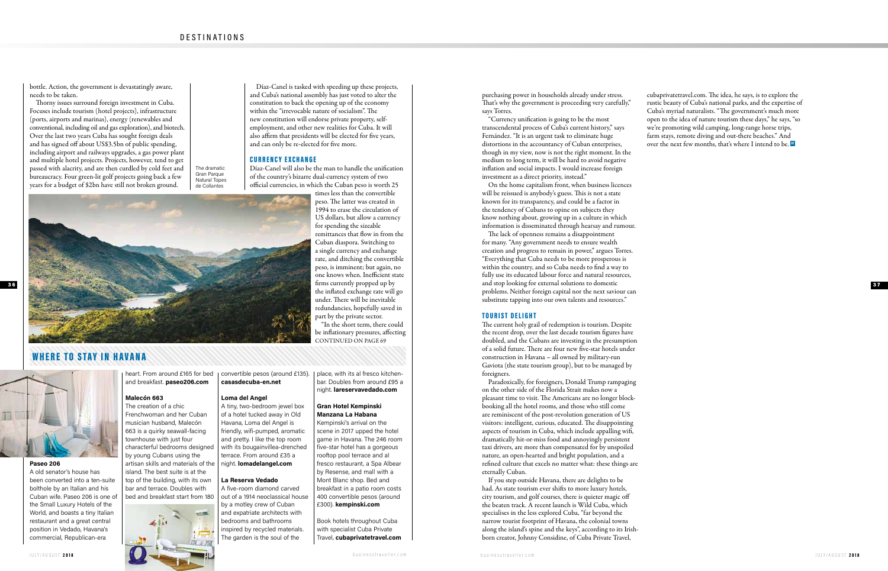bottle. Action, the government is devastatingly aware, needs to be taken.

Thorny issues surround foreign investment in Cuba. Focuses include tourism (hotel projects), infrastructure (ports, airports and marinas), energy (renewables and conventional, including oil and gas exploration), and biotech. Over the last two years Cuba has sought foreign deals and has signed off about US$3.5bn of public spending, including airport and railways upgrades, a gas power plant and multiple hotel projects. Projects, however, tend to get passed with alacrity, and are then curdled by cold feet and bureaucracy. Four green-lit golf projects going back a few years for a budget of $2bn have still not broken ground.

The dramatic Gran Parque Natural Topes de Collantes

Díaz-Canel is tasked with speeding up these projects, and Cuba's national assembly has just voted to alter the constitution to back the opening up of the economy within the "irrevocable nature of socialism". The new constitution will endorse private property, self-employment, and other new realities for Cuba. It will also affirm that presidents will be elected for five years, and can only be re-elected for five more.

## CURRENCY EXCHANGE

Díaz-Canel will also be the man to handle the unification of the country's bizarre dual-currency system of two official currencies, in which the Cuban peso is worth 25 times less than the convertible peso. The latter was created in 1994 to erase the circulation of US dollars, but allow a currency for spending the sizeable remittances that flow in from the Cuban diaspora. Switching to a single currency and exchange rate, and ditching the convertible peso, is imminent; but again, no one knows when. Inefficient state firms currently propped up by the inflated exchange rate will go under. There will be inevitable redundancies, hopefully saved in part by the private sector.

"In the short term, there could be inflationary pressures, affecting purchasing power in households already under stress. That's why the government is proceeding very carefully," says Torres.

"Currency unification is going to be the most transcendental process of Cuba's current history," says Fernández. "It is an urgent task to eliminate huge distortions in the accountancy of Cuban enterprises, though in my view, now is not the right moment. In the medium to long term, it will be hard to avoid negative inflation and social impacts. I would increase foreign investment as a direct priority, instead."

On the home capitalism front, when business licences will be reissued is anybody's guess. This is not a state known for its transparency, and could be a factor in the tendency of Cubans to opine on subjects they know nothing about, growing up in a culture in which information is disseminated through hearsay and rumour.

The lack of openness remains a disappointment for many. "Any government needs to ensure wealth creation and progress to remain in power," argues Torres. "Everything that Cuba needs to be more prosperous is within the country, and so Cuba needs to find a way to fully use its educated labour force and natural resources, and stop looking for external solutions to domestic problems. Neither foreign capital nor the next saviour can substitute tapping into our own talents and resources."

## TOURIST DELIGHT

The current holy grail of redemption is tourism. Despite the recent drop, over the last decade tourism figures have doubled, and the Cubans are investing in the presumption of a solid future. There are four new five-star hotels under construction in Havana – all owned by military-run Gaviota (the state tourism group), but to be managed by foreigners.

Paradoxically, for foreigners, Donald Trump rampaging on the other side of the Florida Strait makes now a pleasant time to visit. The Americans are no longer block-booking all the hotel rooms, and those who still come are reminiscent of the post-revolution generation of US visitors: intelligent, curious, educated. The disappointing aspects of tourism in Cuba, which include appalling wifi, dramatically hit-or-miss food and annoyingly persistent taxi drivers, are more than compensated for by unspoiled nature, an open-hearted and bright population, and a refined culture that excels no matter what: these things are eternally Cuban.

If you step outside Havana, there are delights to be had. As state tourism ever shifts to more luxury hotels, city tourism, and golf courses, there is quieter magic off the beaten track. A recent launch is Wild Cuba, which specialises in the less explored Cuba, "far beyond the narrow tourist footprint of Havana, the colonial towns along the island's spine and the keys", according to its Irish-born creator, Johnny Considine, of Cuba Private Travel, cubaprivatetravel.com. The idea, he says, is to explore the rustic beauty of Cuba's national parks, and the expertise of Cuba's myriad naturalists. "The government's much more open to the idea of nature tourism these days," he says, "so we're promoting wild camping, long-range horse trips, farm stays, remote diving and out-there beaches." And over the next few months, that's where I intend to be.

CONTINUED ON PAGE 69

## WHERE TO STAY IN HAVANA

**Paseo 206**
A old senator's house has been converted into a ten-suite bolthole by an Italian and his Cuban wife. Paseo 206 is one of the Small Luxury Hotels of the World, and boasts a tiny Italian restaurant and a great central position in Vedado, Havana's commercial, Republican-era heart. From around £165 for bed and breakfast. **paseo206.com**

**Malecón 663**
The creation of a chic Frenchwoman and her Cuban musician husband, Malecón 663 is a quirky seawall-facing townhouse with just four characterful bedrooms designed by young Cubans using the artisan skills and materials of the island. The best suite is at the top of the building, with its own bar and terrace. Doubles with bed and breakfast start from 180 convertible pesos (around £135). **casasdecuba-en.net**

**Loma del Angel**
A tiny, two-bedroom jewel box of a hotel tucked away in Old Havana, Loma del Angel is friendly, wifi-pumped, aromatic and pretty. I like the top room with its bougainvillea-drenched terrace. From around £35 a night. **lomadelangel.com**

**La Reserva Vedado**
A five-room diamond carved out of a 1914 neoclassical house by a motley crew of Cuban and expatriate architects with bedrooms and bathrooms inspired by recycled materials. The garden is the soul of the place, with its al fresco kitchen-bar. Doubles from around £95 a night. **lareservavedado.com**

**Gran Hotel Kempinski Manzana La Habana**
Kempinski's arrival on the scene in 2017 upped the hotel game in Havana. The 246 room five-star hotel has a gorgeous rooftop pool terrace and al fresco restaurant, a Spa Albear by Resense, and mall with a Mont Blanc shop. Bed and breakfast in a patio room costs 400 convertible pesos (around £300). **kempinski.com**

Book hotels throughout Cuba with specialist Cuba Private Travel, **cubaprivatetravel.com**